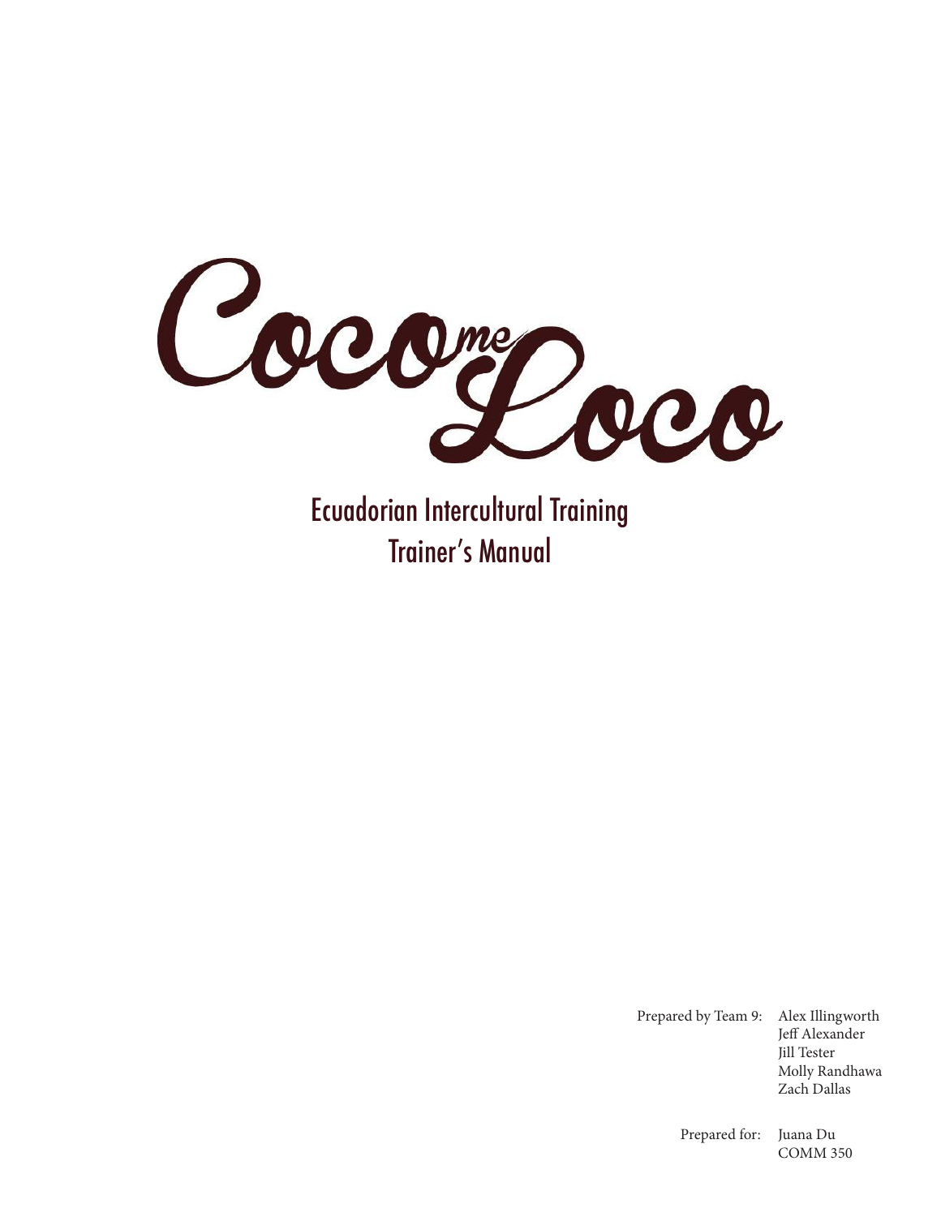# Coco me Loco

## Ecuadorian Intercultural Training
## Trainer's Manual

Prepared by Team 9: Alex Illingworth
Jeff Alexander
Jill Tester
Molly Randhawa
Zach Dallas

Prepared for: Juana Du
COMM 350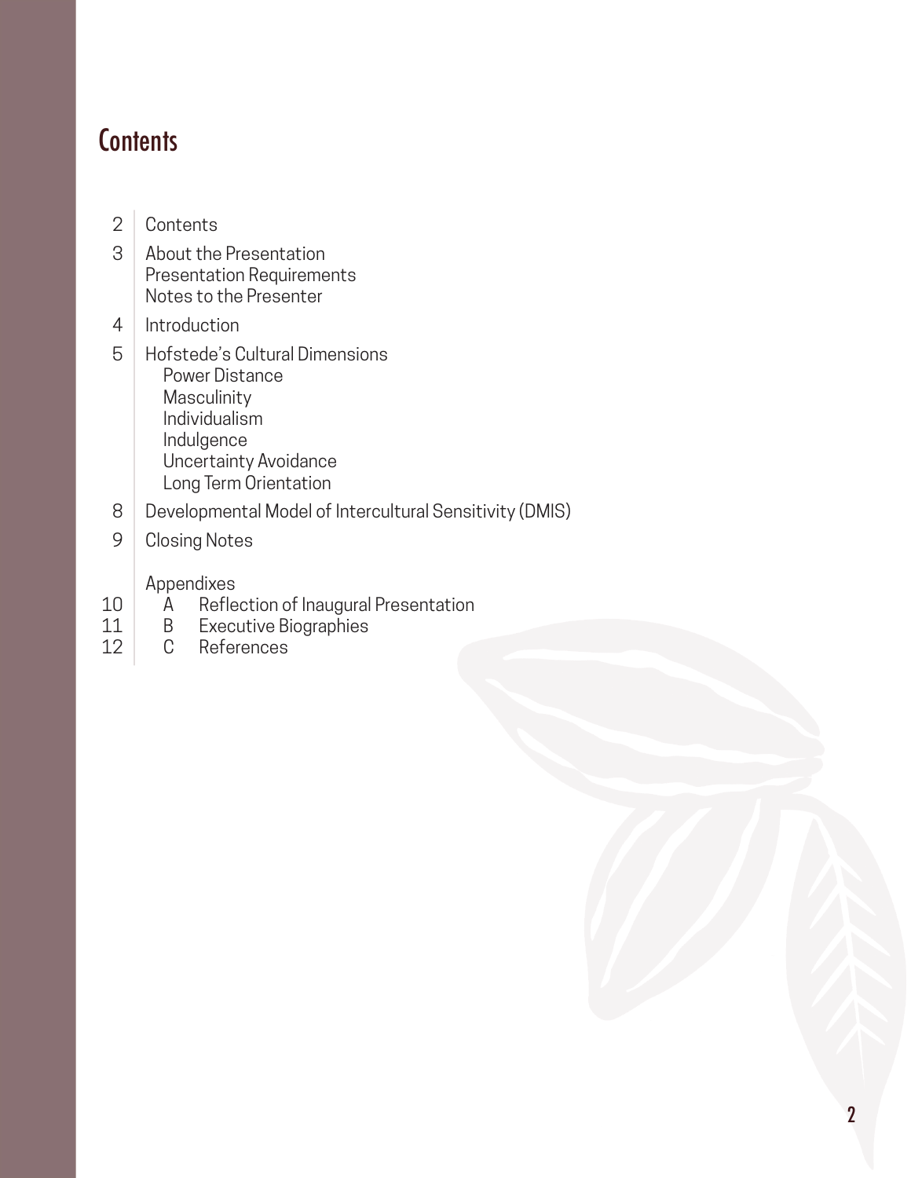# Contents

- 2 Contents
- 3 About the Presentation
  - Presentation Requirements
  - Notes to the Presenter
- 4 Introduction
- 5 Hofstede's Cultural Dimensions
  - Power Distance
  - Masculinity
  - Individualism
  - Indulgence
  - Uncertainty Avoidance
  - Long Term Orientation
- 8 Developmental Model of Intercultural Sensitivity (DMIS)
- 9 Closing Notes

Appendixes

- 10 A Reflection of Inaugural Presentation
- 11 B Executive Biographies
- 12 C References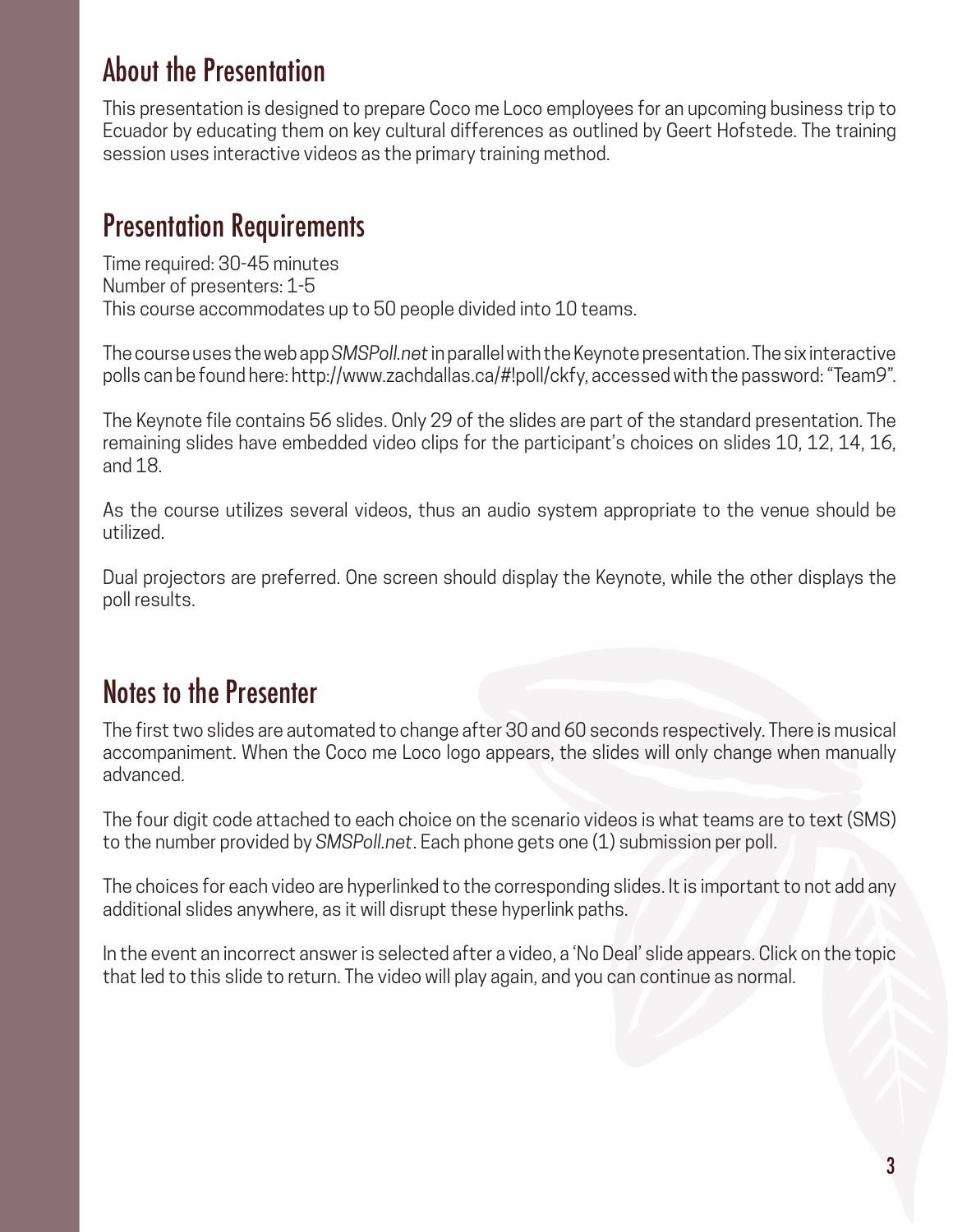## About the Presentation

This presentation is designed to prepare Coco me Loco employees for an upcoming business trip to Ecuador by educating them on key cultural differences as outlined by Geert Hofstede. The training session uses interactive videos as the primary training method.

## Presentation Requirements

Time required: 30-45 minutes
Number of presenters: 1-5
This course accommodates up to 50 people divided into 10 teams.

The course uses the web app *SMSPoll.net* in parallel with the Keynote presentation. The six interactive polls can be found here: http://www.zachdallas.ca/#!poll/ckfy, accessed with the password: "Team9".

The Keynote file contains 56 slides. Only 29 of the slides are part of the standard presentation. The remaining slides have embedded video clips for the participant's choices on slides 10, 12, 14, 16, and 18.

As the course utilizes several videos, thus an audio system appropriate to the venue should be utilized.

Dual projectors are preferred. One screen should display the Keynote, while the other displays the poll results.

## Notes to the Presenter

The first two slides are automated to change after 30 and 60 seconds respectively. There is musical accompaniment. When the Coco me Loco logo appears, the slides will only change when manually advanced.

The four digit code attached to each choice on the scenario videos is what teams are to text (SMS) to the number provided by *SMSPoll.net*. Each phone gets one (1) submission per poll.

The choices for each video are hyperlinked to the corresponding slides. It is important to not add any additional slides anywhere, as it will disrupt these hyperlink paths.

In the event an incorrect answer is selected after a video, a 'No Deal' slide appears. Click on the topic that led to this slide to return. The video will play again, and you can continue as normal.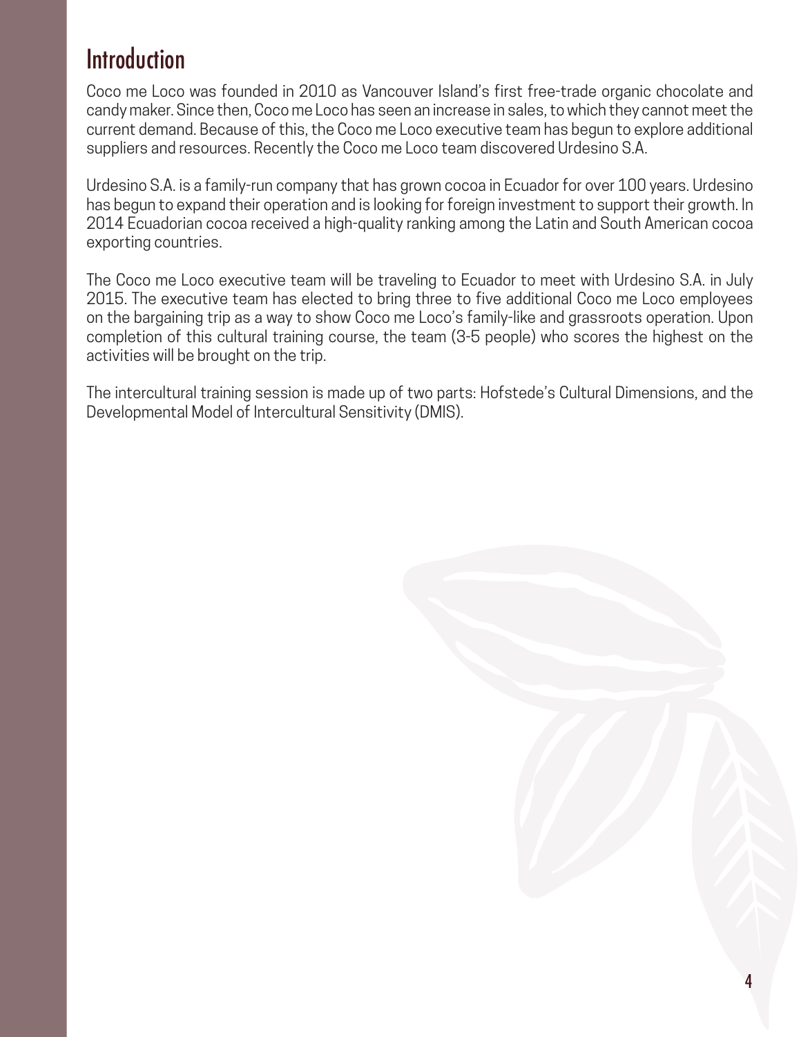# Introduction

Coco me Loco was founded in 2010 as Vancouver Island's first free-trade organic chocolate and candy maker. Since then, Coco me Loco has seen an increase in sales, to which they cannot meet the current demand. Because of this, the Coco me Loco executive team has begun to explore additional suppliers and resources. Recently the Coco me Loco team discovered Urdesino S.A.

Urdesino S.A. is a family-run company that has grown cocoa in Ecuador for over 100 years. Urdesino has begun to expand their operation and is looking for foreign investment to support their growth. In 2014 Ecuadorian cocoa received a high-quality ranking among the Latin and South American cocoa exporting countries.

The Coco me Loco executive team will be traveling to Ecuador to meet with Urdesino S.A. in July 2015. The executive team has elected to bring three to five additional Coco me Loco employees on the bargaining trip as a way to show Coco me Loco's family-like and grassroots operation. Upon completion of this cultural training course, the team (3-5 people) who scores the highest on the activities will be brought on the trip.

The intercultural training session is made up of two parts: Hofstede's Cultural Dimensions, and the Developmental Model of Intercultural Sensitivity (DMIS).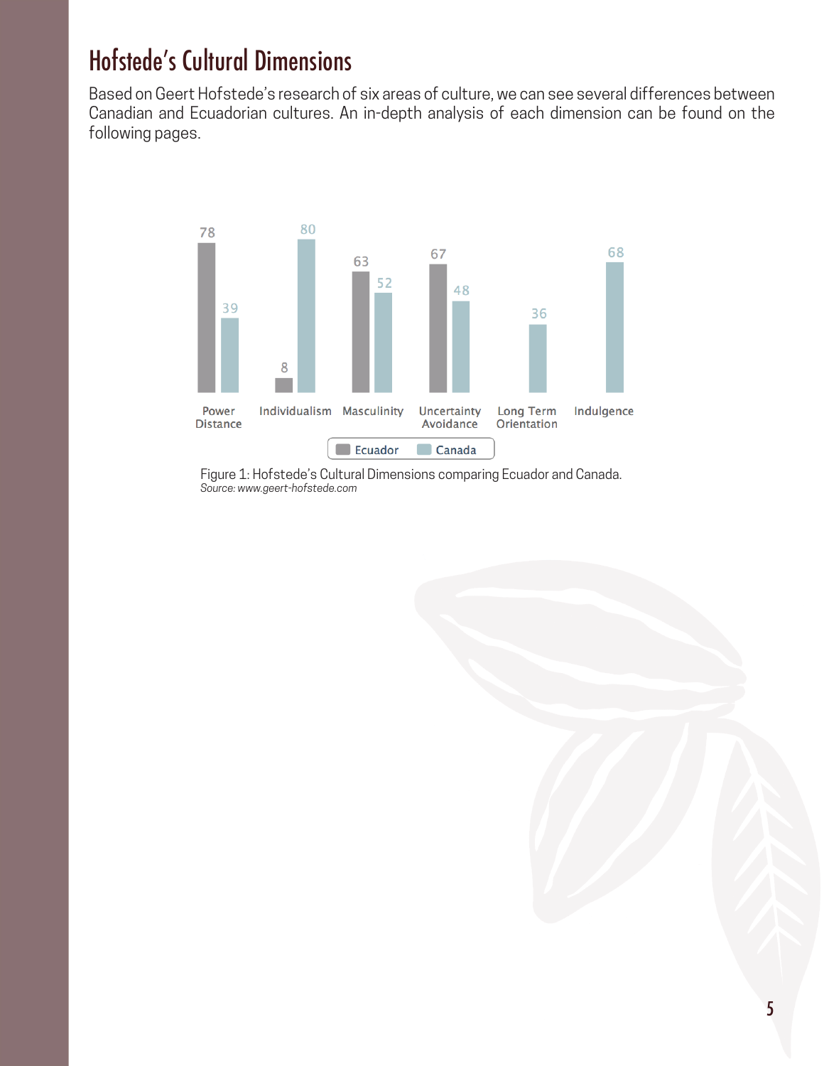# Hofstede's Cultural Dimensions

Based on Geert Hofstede's research of six areas of culture, we can see several differences between Canadian and Ecuadorian cultures. An in-depth analysis of each dimension can be found on the following pages.

| Dimension | Ecuador | Canada |
| --- | --- | --- |
| Power Distance | 78 | 39 |
| Individualism | 8 | 80 |
| Masculinity | 63 | 52 |
| Uncertainty Avoidance | 67 | 48 |
| Long Term Orientation | | 36 |
| Indulgence | | 68 |

Figure 1: Hofstede's Cultural Dimensions comparing Ecuador and Canada.
*Source: www.geert-hofstede.com*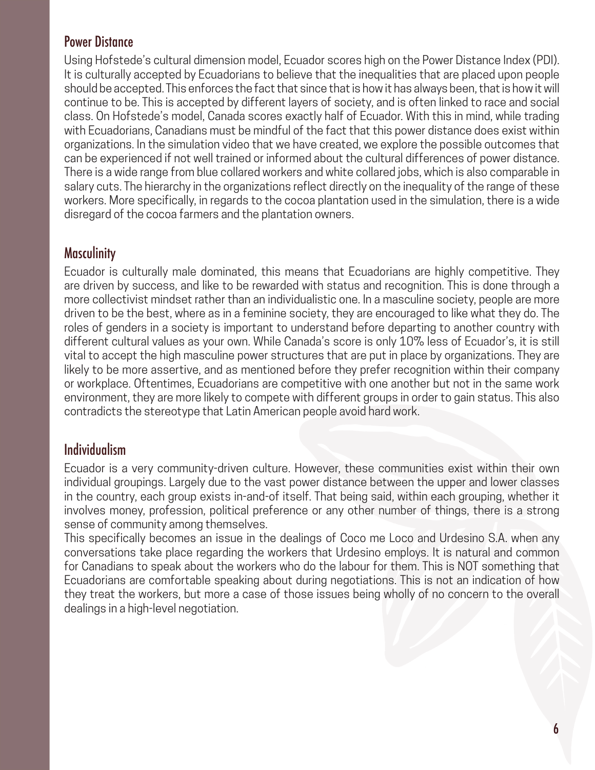## Power Distance

Using Hofstede's cultural dimension model, Ecuador scores high on the Power Distance Index (PDI). It is culturally accepted by Ecuadorians to believe that the inequalities that are placed upon people should be accepted. This enforces the fact that since that is how it has always been, that is how it will continue to be. This is accepted by different layers of society, and is often linked to race and social class. On Hofstede's model, Canada scores exactly half of Ecuador. With this in mind, while trading with Ecuadorians, Canadians must be mindful of the fact that this power distance does exist within organizations. In the simulation video that we have created, we explore the possible outcomes that can be experienced if not well trained or informed about the cultural differences of power distance. There is a wide range from blue collared workers and white collared jobs, which is also comparable in salary cuts. The hierarchy in the organizations reflect directly on the inequality of the range of these workers. More specifically, in regards to the cocoa plantation used in the simulation, there is a wide disregard of the cocoa farmers and the plantation owners.

## Masculinity

Ecuador is culturally male dominated, this means that Ecuadorians are highly competitive. They are driven by success, and like to be rewarded with status and recognition. This is done through a more collectivist mindset rather than an individualistic one. In a masculine society, people are more driven to be the best, where as in a feminine society, they are encouraged to like what they do. The roles of genders in a society is important to understand before departing to another country with different cultural values as your own. While Canada's score is only 10% less of Ecuador's, it is still vital to accept the high masculine power structures that are put in place by organizations. They are likely to be more assertive, and as mentioned before they prefer recognition within their company or workplace. Oftentimes, Ecuadorians are competitive with one another but not in the same work environment, they are more likely to compete with different groups in order to gain status. This also contradicts the stereotype that Latin American people avoid hard work.

## Individualism

Ecuador is a very community-driven culture. However, these communities exist within their own individual groupings. Largely due to the vast power distance between the upper and lower classes in the country, each group exists in-and-of itself. That being said, within each grouping, whether it involves money, profession, political preference or any other number of things, there is a strong sense of community among themselves.

This specifically becomes an issue in the dealings of Coco me Loco and Urdesino S.A. when any conversations take place regarding the workers that Urdesino employs. It is natural and common for Canadians to speak about the workers who do the labour for them. This is NOT something that Ecuadorians are comfortable speaking about during negotiations. This is not an indication of how they treat the workers, but more a case of those issues being wholly of no concern to the overall dealings in a high-level negotiation.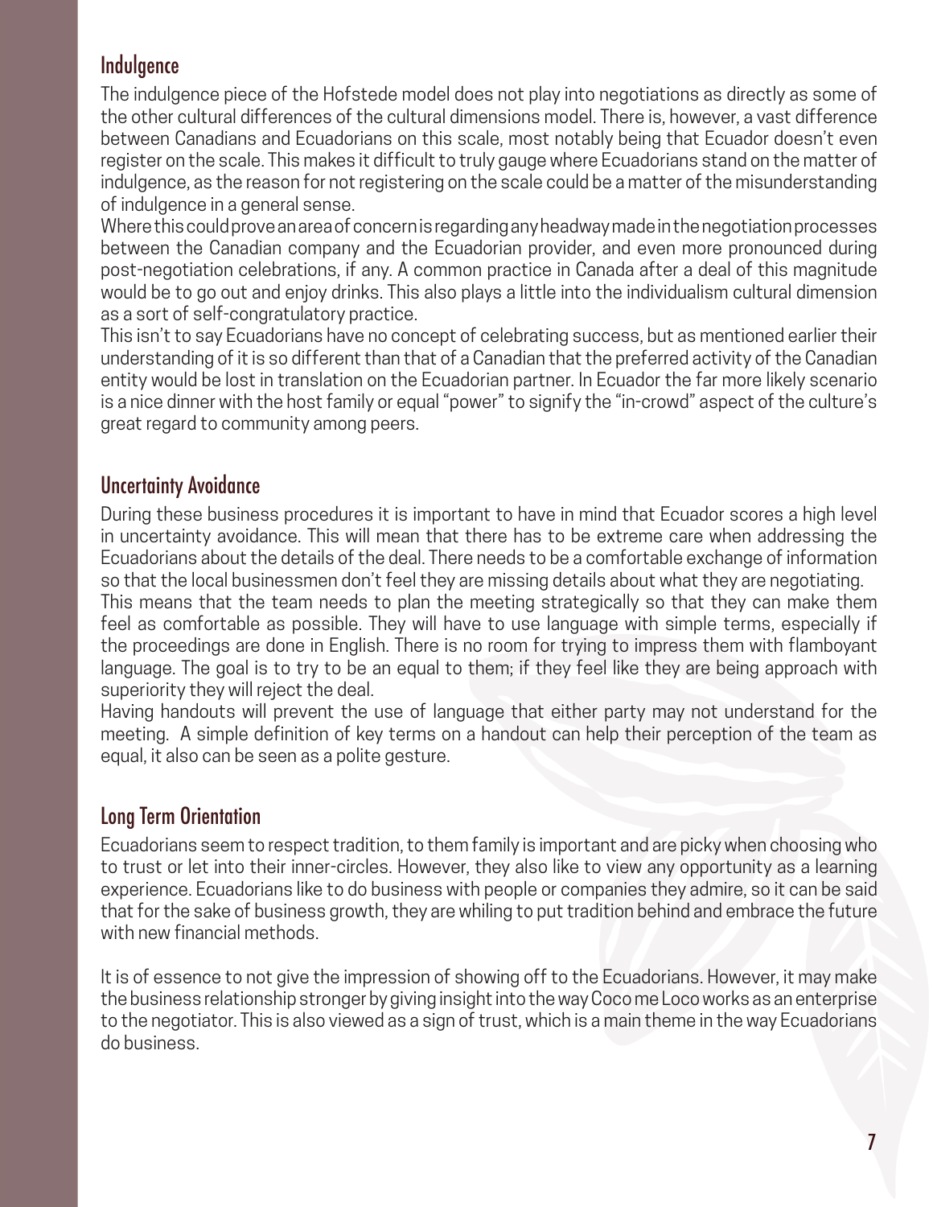## Indulgence

The indulgence piece of the Hofstede model does not play into negotiations as directly as some of the other cultural differences of the cultural dimensions model. There is, however, a vast difference between Canadians and Ecuadorians on this scale, most notably being that Ecuador doesn't even register on the scale. This makes it difficult to truly gauge where Ecuadorians stand on the matter of indulgence, as the reason for not registering on the scale could be a matter of the misunderstanding of indulgence in a general sense.

Where this could prove an area of concern is regarding any headway made in the negotiation processes between the Canadian company and the Ecuadorian provider, and even more pronounced during post-negotiation celebrations, if any. A common practice in Canada after a deal of this magnitude would be to go out and enjoy drinks. This also plays a little into the individualism cultural dimension as a sort of self-congratulatory practice.

This isn't to say Ecuadorians have no concept of celebrating success, but as mentioned earlier their understanding of it is so different than that of a Canadian that the preferred activity of the Canadian entity would be lost in translation on the Ecuadorian partner. In Ecuador the far more likely scenario is a nice dinner with the host family or equal "power" to signify the "in-crowd" aspect of the culture's great regard to community among peers.

## Uncertainty Avoidance

During these business procedures it is important to have in mind that Ecuador scores a high level in uncertainty avoidance. This will mean that there has to be extreme care when addressing the Ecuadorians about the details of the deal. There needs to be a comfortable exchange of information so that the local businessmen don't feel they are missing details about what they are negotiating.

This means that the team needs to plan the meeting strategically so that they can make them feel as comfortable as possible. They will have to use language with simple terms, especially if the proceedings are done in English. There is no room for trying to impress them with flamboyant language. The goal is to try to be an equal to them; if they feel like they are being approach with superiority they will reject the deal.

Having handouts will prevent the use of language that either party may not understand for the meeting. A simple definition of key terms on a handout can help their perception of the team as equal, it also can be seen as a polite gesture.

## Long Term Orientation

Ecuadorians seem to respect tradition, to them family is important and are picky when choosing who to trust or let into their inner-circles. However, they also like to view any opportunity as a learning experience. Ecuadorians like to do business with people or companies they admire, so it can be said that for the sake of business growth, they are whiling to put tradition behind and embrace the future with new financial methods.

It is of essence to not give the impression of showing off to the Ecuadorians. However, it may make the business relationship stronger by giving insight into the way Coco me Loco works as an enterprise to the negotiator. This is also viewed as a sign of trust, which is a main theme in the way Ecuadorians do business.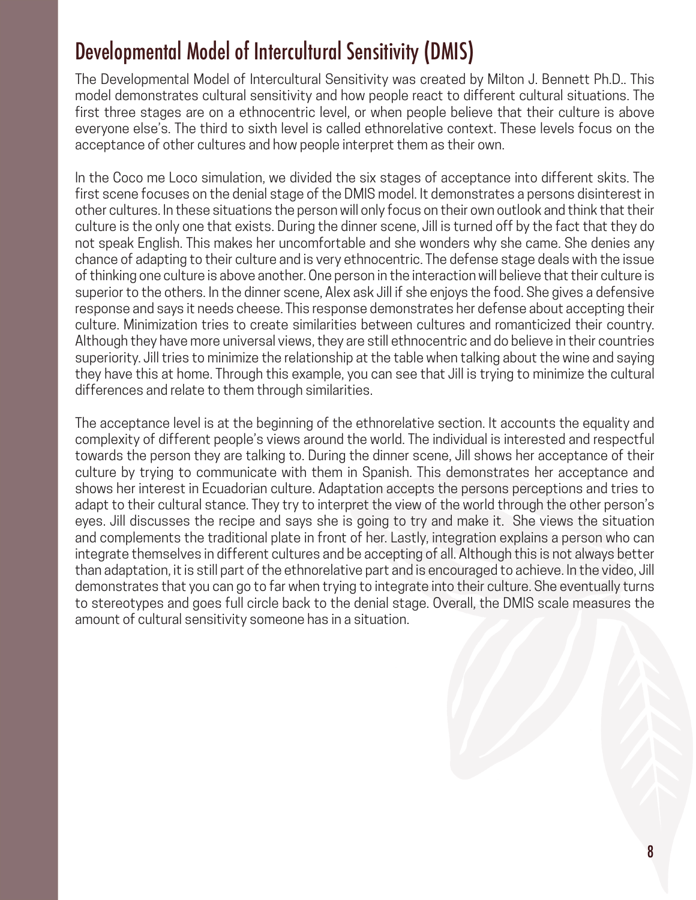# Developmental Model of Intercultural Sensitivity (DMIS)

The Developmental Model of Intercultural Sensitivity was created by Milton J. Bennett Ph.D.. This model demonstrates cultural sensitivity and how people react to different cultural situations. The first three stages are on a ethnocentric level, or when people believe that their culture is above everyone else's. The third to sixth level is called ethnorelative context. These levels focus on the acceptance of other cultures and how people interpret them as their own.

In the Coco me Loco simulation, we divided the six stages of acceptance into different skits. The first scene focuses on the denial stage of the DMIS model. It demonstrates a persons disinterest in other cultures. In these situations the person will only focus on their own outlook and think that their culture is the only one that exists. During the dinner scene, Jill is turned off by the fact that they do not speak English. This makes her uncomfortable and she wonders why she came. She denies any chance of adapting to their culture and is very ethnocentric. The defense stage deals with the issue of thinking one culture is above another. One person in the interaction will believe that their culture is superior to the others. In the dinner scene, Alex ask Jill if she enjoys the food. She gives a defensive response and says it needs cheese. This response demonstrates her defense about accepting their culture. Minimization tries to create similarities between cultures and romanticized their country. Although they have more universal views, they are still ethnocentric and do believe in their countries superiority. Jill tries to minimize the relationship at the table when talking about the wine and saying they have this at home. Through this example, you can see that Jill is trying to minimize the cultural differences and relate to them through similarities.

The acceptance level is at the beginning of the ethnorelative section. It accounts the equality and complexity of different people's views around the world. The individual is interested and respectful towards the person they are talking to. During the dinner scene, Jill shows her acceptance of their culture by trying to communicate with them in Spanish. This demonstrates her acceptance and shows her interest in Ecuadorian culture. Adaptation accepts the persons perceptions and tries to adapt to their cultural stance. They try to interpret the view of the world through the other person's eyes. Jill discusses the recipe and says she is going to try and make it. She views the situation and complements the traditional plate in front of her. Lastly, integration explains a person who can integrate themselves in different cultures and be accepting of all. Although this is not always better than adaptation, it is still part of the ethnorelative part and is encouraged to achieve. In the video, Jill demonstrates that you can go to far when trying to integrate into their culture. She eventually turns to stereotypes and goes full circle back to the denial stage. Overall, the DMIS scale measures the amount of cultural sensitivity someone has in a situation.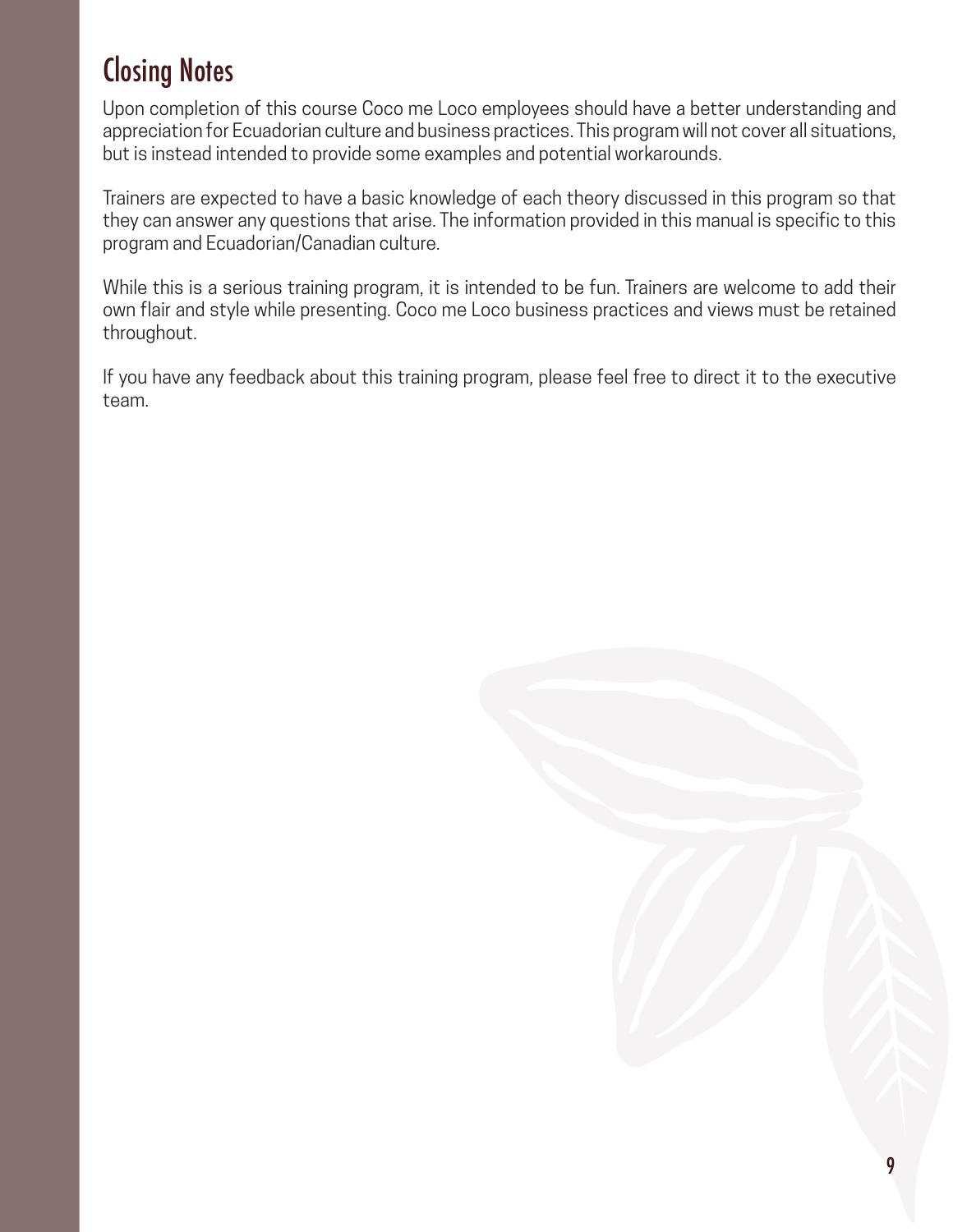## Closing Notes

Upon completion of this course Coco me Loco employees should have a better understanding and appreciation for Ecuadorian culture and business practices. This program will not cover all situations, but is instead intended to provide some examples and potential workarounds.

Trainers are expected to have a basic knowledge of each theory discussed in this program so that they can answer any questions that arise. The information provided in this manual is specific to this program and Ecuadorian/Canadian culture.

While this is a serious training program, it is intended to be fun. Trainers are welcome to add their own flair and style while presenting. Coco me Loco business practices and views must be retained throughout.

If you have any feedback about this training program, please feel free to direct it to the executive team.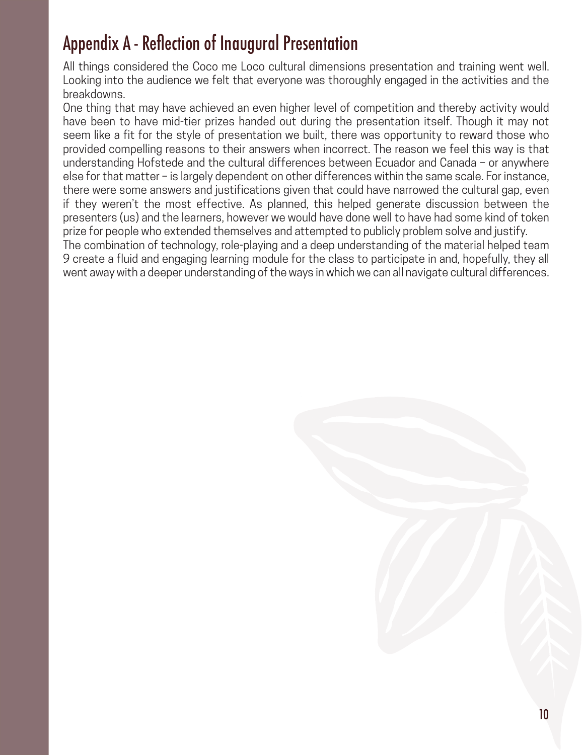# Appendix A - Reflection of Inaugural Presentation

All things considered the Coco me Loco cultural dimensions presentation and training went well. Looking into the audience we felt that everyone was thoroughly engaged in the activities and the breakdowns.

One thing that may have achieved an even higher level of competition and thereby activity would have been to have mid-tier prizes handed out during the presentation itself. Though it may not seem like a fit for the style of presentation we built, there was opportunity to reward those who provided compelling reasons to their answers when incorrect. The reason we feel this way is that understanding Hofstede and the cultural differences between Ecuador and Canada – or anywhere else for that matter – is largely dependent on other differences within the same scale. For instance, there were some answers and justifications given that could have narrowed the cultural gap, even if they weren't the most effective. As planned, this helped generate discussion between the presenters (us) and the learners, however we would have done well to have had some kind of token prize for people who extended themselves and attempted to publicly problem solve and justify.

The combination of technology, role-playing and a deep understanding of the material helped team 9 create a fluid and engaging learning module for the class to participate in and, hopefully, they all went away with a deeper understanding of the ways in which we can all navigate cultural differences.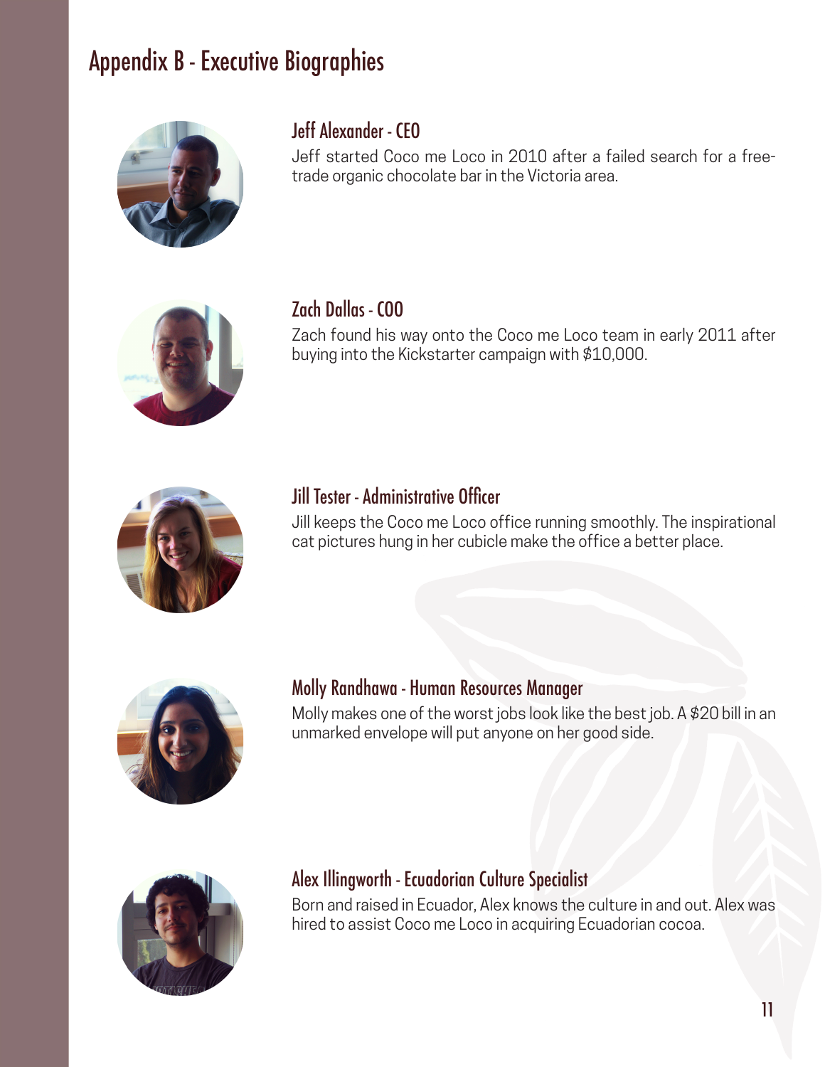# Appendix B - Executive Biographies

### Jeff Alexander - CEO

Jeff started Coco me Loco in 2010 after a failed search for a free-trade organic chocolate bar in the Victoria area.

### Zach Dallas - COO

Zach found his way onto the Coco me Loco team in early 2011 after buying into the Kickstarter campaign with $10,000.

### Jill Tester - Administrative Officer

Jill keeps the Coco me Loco office running smoothly. The inspirational cat pictures hung in her cubicle make the office a better place.

### Molly Randhawa - Human Resources Manager

Molly makes one of the worst jobs look like the best job. A $20 bill in an unmarked envelope will put anyone on her good side.

### Alex Illingworth - Ecuadorian Culture Specialist

Born and raised in Ecuador, Alex knows the culture in and out. Alex was hired to assist Coco me Loco in acquiring Ecuadorian cocoa.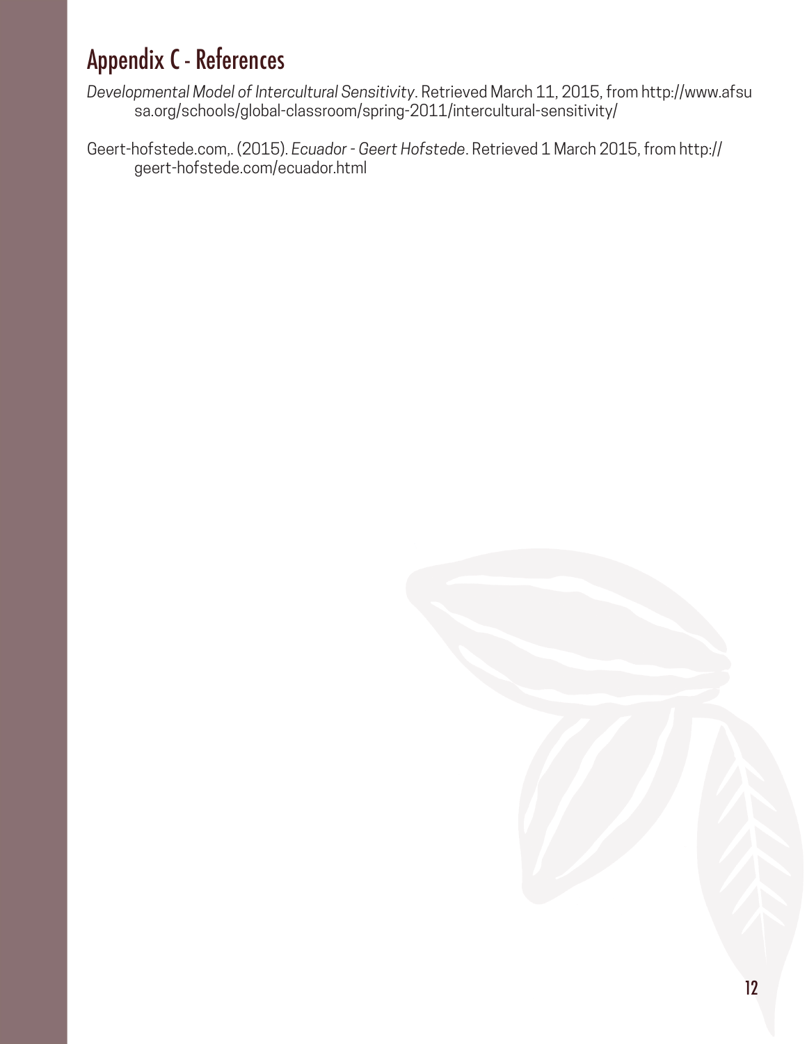# Appendix C - References

*Developmental Model of Intercultural Sensitivity*. Retrieved March 11, 2015, from http://www.afsusa.org/schools/global-classroom/spring-2011/intercultural-sensitivity/

Geert-hofstede.com,. (2015). *Ecuador - Geert Hofstede*. Retrieved 1 March 2015, from http://geert-hofstede.com/ecuador.html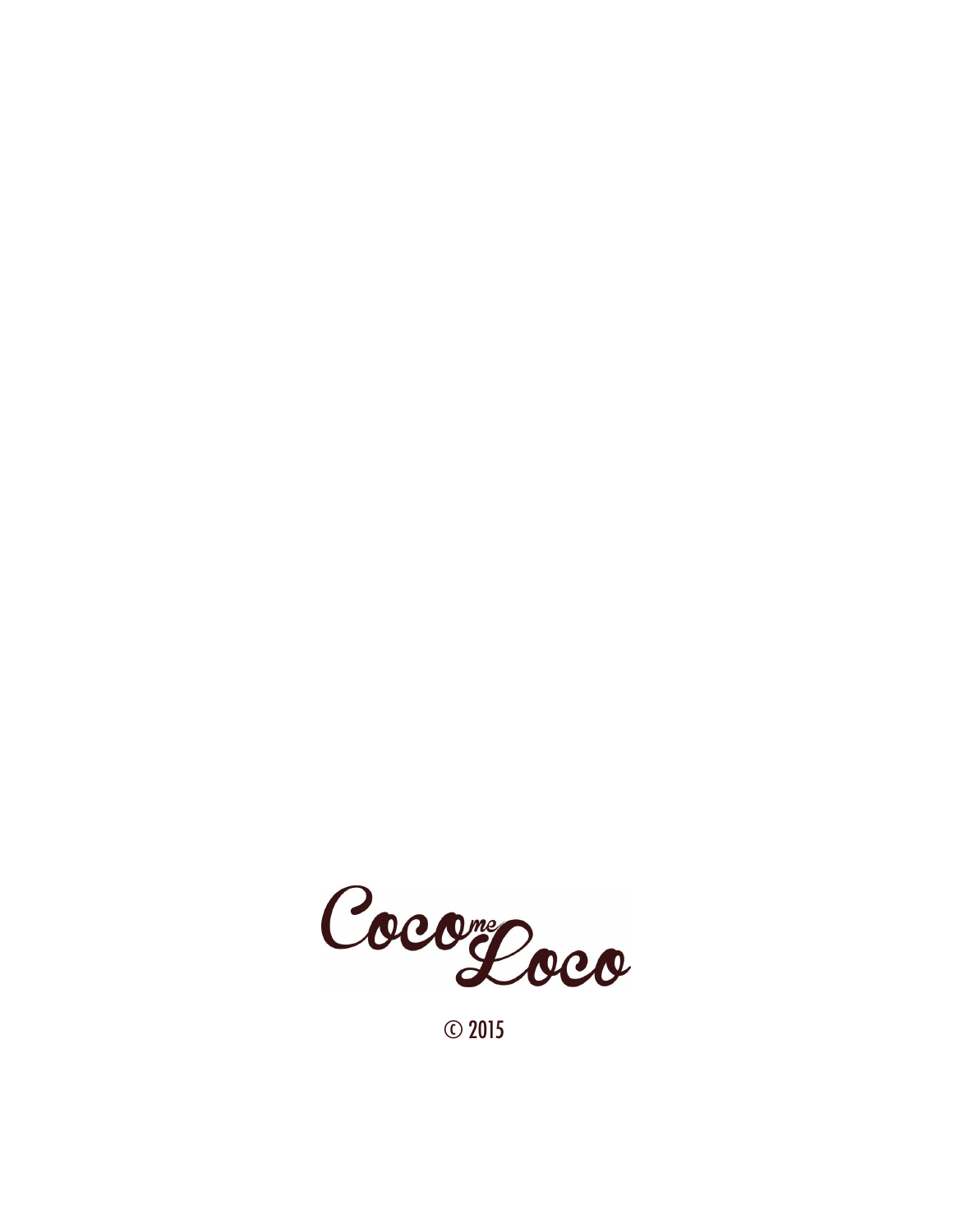Coco me Loco

© 2015